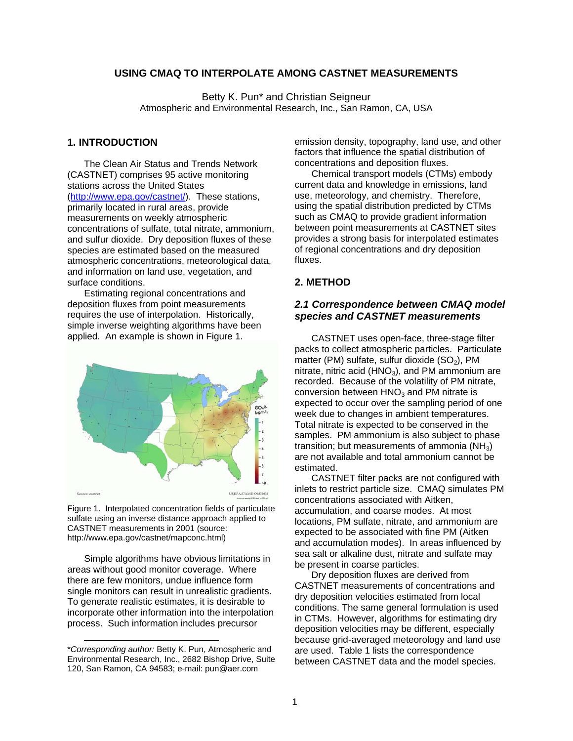# USING CMAQ TO INTERPOLATE AMONG CASTNET MEASUREMENTS

Betty K. Pun* and Christian Seigneur
Atmospheric and Environmental Research, Inc., San Ramon, CA, USA

## 1. INTRODUCTION

The Clean Air Status and Trends Network (CASTNET) comprises 95 active monitoring stations across the United States (http://www.epa.gov/castnet/). These stations, primarily located in rural areas, provide measurements on weekly atmospheric concentrations of sulfate, total nitrate, ammonium, and sulfur dioxide. Dry deposition fluxes of these species are estimated based on the measured atmospheric concentrations, meteorological data, and information on land use, vegetation, and surface conditions.

Estimating regional concentrations and deposition fluxes from point measurements requires the use of interpolation. Historically, simple inverse weighting algorithms have been applied. An example is shown in Figure 1.

Figure 1. Interpolated concentration fields of particulate sulfate using an inverse distance approach applied to CASTNET measurements in 2001 (source: http://www.epa.gov/castnet/mapconc.html)

Simple algorithms have obvious limitations in areas without good monitor coverage. Where there are few monitors, undue influence form single monitors can result in unrealistic gradients. To generate realistic estimates, it is desirable to incorporate other information into the interpolation process. Such information includes precursor emission density, topography, land use, and other factors that influence the spatial distribution of concentrations and deposition fluxes.

Chemical transport models (CTMs) embody current data and knowledge in emissions, land use, meteorology, and chemistry. Therefore, using the spatial distribution predicted by CTMs such as CMAQ to provide gradient information between point measurements at CASTNET sites provides a strong basis for interpolated estimates of regional concentrations and dry deposition fluxes.

## 2. METHOD

### *2.1 Correspondence between CMAQ model species and CASTNET measurements*

CASTNET uses open-face, three-stage filter packs to collect atmospheric particles. Particulate matter (PM) sulfate, sulfur dioxide ($SO_2$), PM nitrate, nitric acid ($HNO_3$), and PM ammonium are recorded. Because of the volatility of PM nitrate, conversion between $HNO_3$ and PM nitrate is expected to occur over the sampling period of one week due to changes in ambient temperatures. Total nitrate is expected to be conserved in the samples. PM ammonium is also subject to phase transition; but measurements of ammonia ($NH_3$) are not available and total ammonium cannot be estimated.

CASTNET filter packs are not configured with inlets to restrict particle size. CMAQ simulates PM concentrations associated with Aitken, accumulation, and coarse modes. At most locations, PM sulfate, nitrate, and ammonium are expected to be associated with fine PM (Aitken and accumulation modes). In areas influenced by sea salt or alkaline dust, nitrate and sulfate may be present in coarse particles.

Dry deposition fluxes are derived from CASTNET measurements of concentrations and dry deposition velocities estimated from local conditions. The same general formulation is used in CTMs. However, algorithms for estimating dry deposition velocities may be different, especially because grid-averaged meteorology and land use are used. Table 1 lists the correspondence between CASTNET data and the model species.

---

\**Corresponding author:* Betty K. Pun, Atmospheric and Environmental Research, Inc., 2682 Bishop Drive, Suite 120, San Ramon, CA 94583; e-mail: pun@aer.com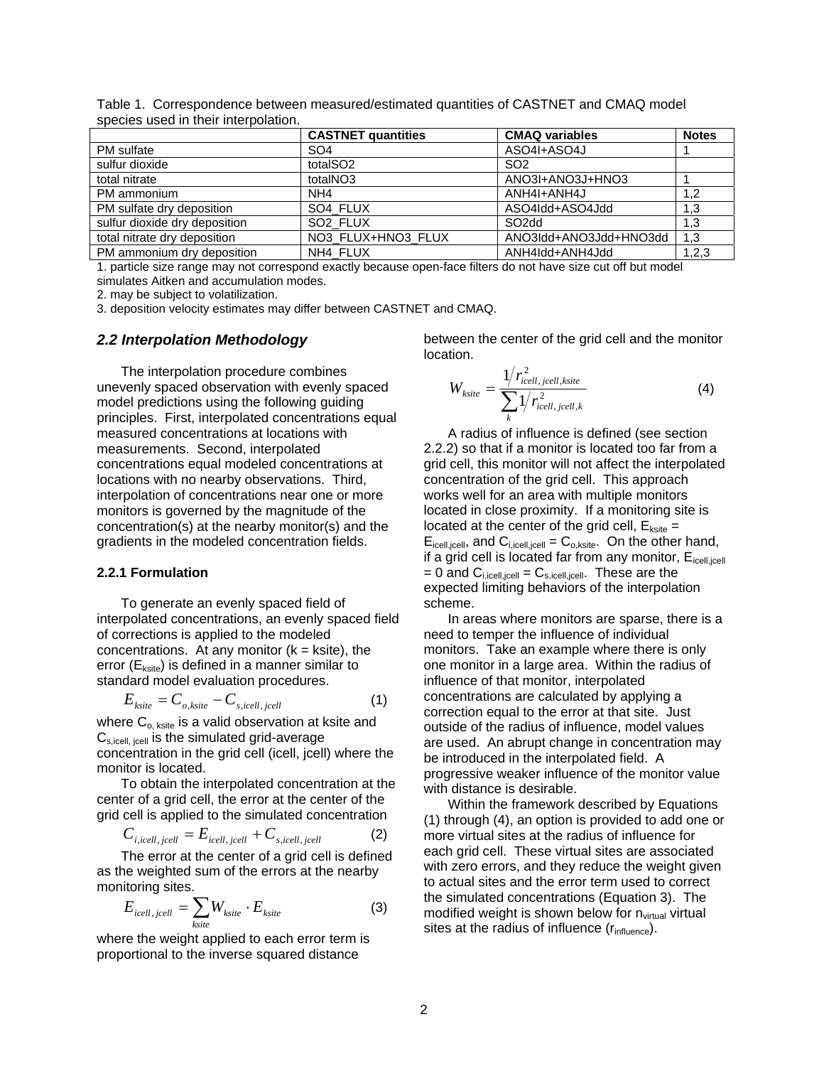Table 1. Correspondence between measured/estimated quantities of CASTNET and CMAQ model species used in their interpolation.

| | CASTNET quantities | CMAQ variables | Notes |
|---|---|---|---|
| PM sulfate | SO4 | ASO4I+ASO4J | 1 |
| sulfur dioxide | totalSO2 | SO2 | |
| total nitrate | totalNO3 | ANO3I+ANO3J+HNO3 | 1 |
| PM ammonium | NH4 | ANH4I+ANH4J | 1,2 |
| PM sulfate dry deposition | SO4_FLUX | ASO4Idd+ASO4Jdd | 1,3 |
| sulfur dioxide dry deposition | SO2_FLUX | SO2dd | 1,3 |
| total nitrate dry deposition | NO3_FLUX+HNO3_FLUX | ANO3Idd+ANO3Jdd+HNO3dd | 1,3 |
| PM ammonium dry deposition | NH4_FLUX | ANH4Idd+ANH4Jdd | 1,2,3 |

1. particle size range may not correspond exactly because open-face filters do not have size cut off but model simulates Aitken and accumulation modes.

2. may be subject to volatilization.

3. deposition velocity estimates may differ between CASTNET and CMAQ.

### *2.2 Interpolation Methodology*

The interpolation procedure combines unevenly spaced observation with evenly spaced model predictions using the following guiding principles. First, interpolated concentrations equal measured concentrations at locations with measurements. Second, interpolated concentrations equal modeled concentrations at locations with no nearby observations. Third, interpolation of concentrations near one or more monitors is governed by the magnitude of the concentration(s) at the nearby monitor(s) and the gradients in the modeled concentration fields.

#### 2.2.1 Formulation

To generate an evenly spaced field of interpolated concentrations, an evenly spaced field of corrections is applied to the modeled concentrations. At any monitor (k = ksite), the error ($E_{ksite}$) is defined in a manner similar to standard model evaluation procedures.

$$E_{ksite} = C_{o,ksite} - C_{s,icell,jcell} \tag{1}$$

where $C_{o,ksite}$ is a valid observation at ksite and $C_{s,icell,jcell}$ is the simulated grid-average concentration in the grid cell (icell, jcell) where the monitor is located.

To obtain the interpolated concentration at the center of a grid cell, the error at the center of the grid cell is applied to the simulated concentration

$$C_{i,icell,jcell} = E_{icell,jcell} + C_{s,icell,jcell} \tag{2}$$

The error at the center of a grid cell is defined as the weighted sum of the errors at the nearby monitoring sites.

$$E_{icell,jcell} = \sum_{ksite} W_{ksite} \cdot E_{ksite} \tag{3}$$

where the weight applied to each error term is proportional to the inverse squared distance between the center of the grid cell and the monitor location.

$$W_{ksite} = \frac{1/r^2_{icell,jcell,ksite}}{\sum_k 1/r^2_{icell,jcell,k}} \tag{4}$$

A radius of influence is defined (see section 2.2.2) so that if a monitor is located too far from a grid cell, this monitor will not affect the interpolated concentration of the grid cell. This approach works well for an area with multiple monitors located in close proximity. If a monitoring site is located at the center of the grid cell, $E_{ksite} = E_{icell,jcell}$, and $C_{i,icell,jcell} = C_{o,ksite}$. On the other hand, if a grid cell is located far from any monitor, $E_{icell,jcell} = 0$ and $C_{i,icell,jcell} = C_{s,icell,jcell}$. These are the expected limiting behaviors of the interpolation scheme.

In areas where monitors are sparse, there is a need to temper the influence of individual monitors. Take an example where there is only one monitor in a large area. Within the radius of influence of that monitor, interpolated concentrations are calculated by applying a correction equal to the error at that site. Just outside of the radius of influence, model values are used. An abrupt change in concentration may be introduced in the interpolated field. A progressive weaker influence of the monitor value with distance is desirable.

Within the framework described by Equations (1) through (4), an option is provided to add one or more virtual sites at the radius of influence for each grid cell. These virtual sites are associated with zero errors, and they reduce the weight given to actual sites and the error term used to correct the simulated concentrations (Equation 3). The modified weight is shown below for $n_{virtual}$ virtual sites at the radius of influence ($r_{influence}$).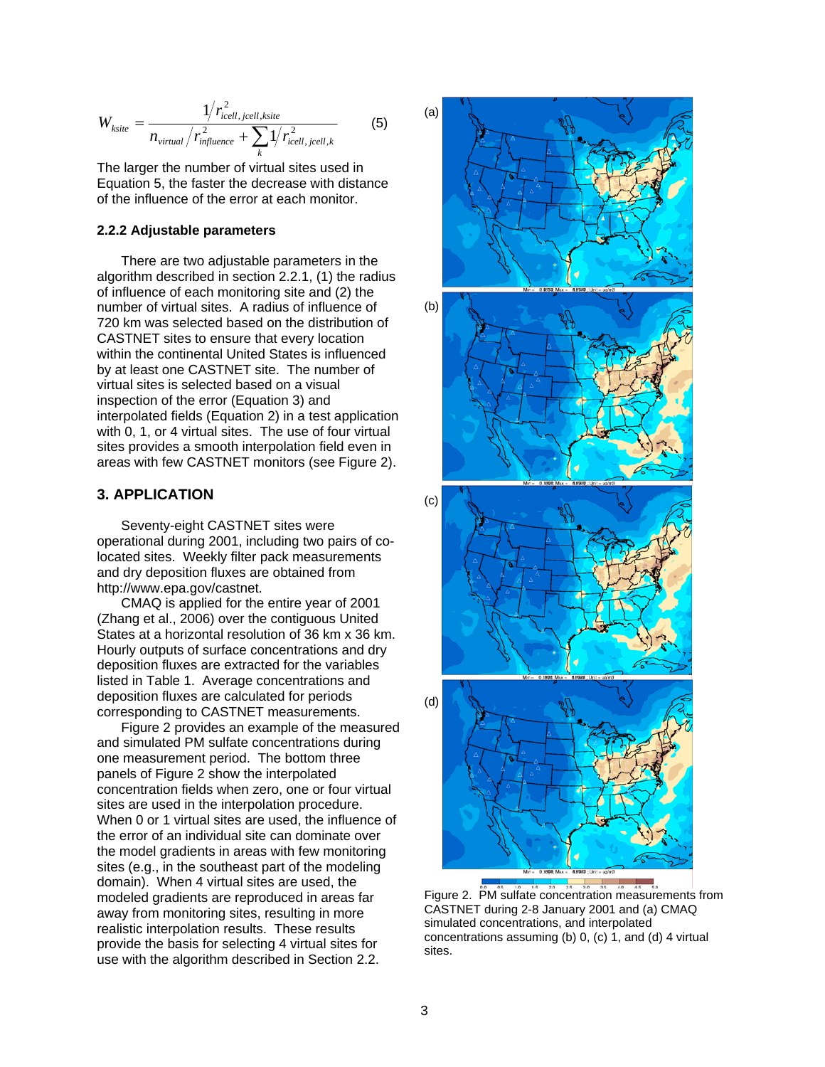$$W_{ksite} = \frac{1/r^2_{icell,jcell,ksite}}{n_{virtual}/r^2_{influence} + \sum_k 1/r^2_{icell,jcell,k}} \qquad (5)$$

The larger the number of virtual sites used in Equation 5, the faster the decrease with distance of the influence of the error at each monitor.

### 2.2.2 Adjustable parameters

There are two adjustable parameters in the algorithm described in section 2.2.1, (1) the radius of influence of each monitoring site and (2) the number of virtual sites. A radius of influence of 720 km was selected based on the distribution of CASTNET sites to ensure that every location within the continental United States is influenced by at least one CASTNET site. The number of virtual sites is selected based on a visual inspection of the error (Equation 3) and interpolated fields (Equation 2) in a test application with 0, 1, or 4 virtual sites. The use of four virtual sites provides a smooth interpolation field even in areas with few CASTNET monitors (see Figure 2).

## 3. APPLICATION

Seventy-eight CASTNET sites were operational during 2001, including two pairs of co-located sites. Weekly filter pack measurements and dry deposition fluxes are obtained from http://www.epa.gov/castnet.

CMAQ is applied for the entire year of 2001 (Zhang et al., 2006) over the contiguous United States at a horizontal resolution of 36 km x 36 km. Hourly outputs of surface concentrations and dry deposition fluxes are extracted for the variables listed in Table 1. Average concentrations and deposition fluxes are calculated for periods corresponding to CASTNET measurements.

Figure 2 provides an example of the measured and simulated PM sulfate concentrations during one measurement period. The bottom three panels of Figure 2 show the interpolated concentration fields when zero, one or four virtual sites are used in the interpolation procedure. When 0 or 1 virtual sites are used, the influence of the error of an individual site can dominate over the model gradients in areas with few monitoring sites (e.g., in the southeast part of the modeling domain). When 4 virtual sites are used, the modeled gradients are reproduced in areas far away from monitoring sites, resulting in more realistic interpolation results. These results provide the basis for selecting 4 virtual sites for use with the algorithm described in Section 2.2.

Figure 2. PM sulfate concentration measurements from CASTNET during 2-8 January 2001 and (a) CMAQ simulated concentrations, and interpolated concentrations assuming (b) 0, (c) 1, and (d) 4 virtual sites.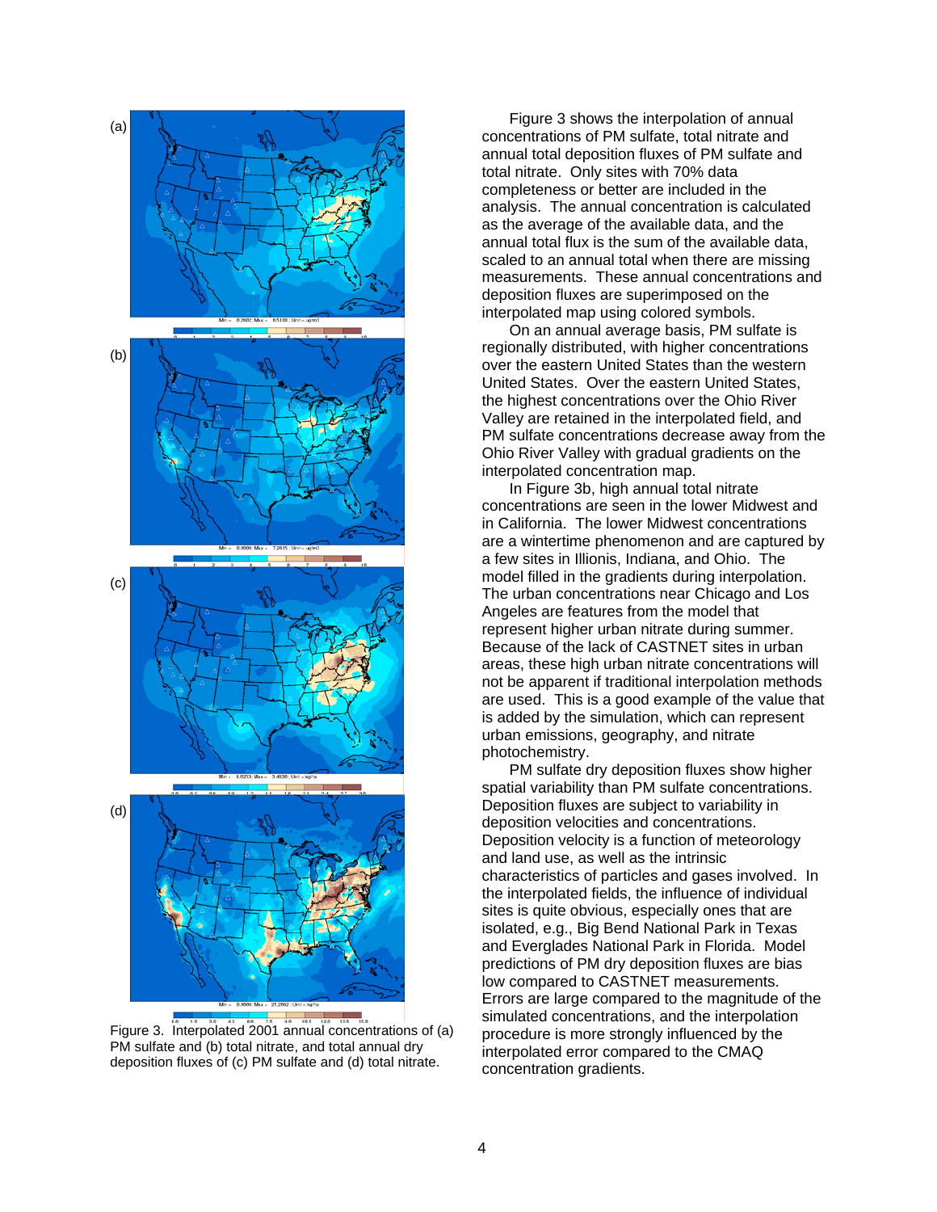Figure 3. Interpolated 2001 annual concentrations of (a) PM sulfate and (b) total nitrate, and total annual dry deposition fluxes of (c) PM sulfate and (d) total nitrate.

Figure 3 shows the interpolation of annual concentrations of PM sulfate, total nitrate and annual total deposition fluxes of PM sulfate and total nitrate. Only sites with 70% data completeness or better are included in the analysis. The annual concentration is calculated as the average of the available data, and the annual total flux is the sum of the available data, scaled to an annual total when there are missing measurements. These annual concentrations and deposition fluxes are superimposed on the interpolated map using colored symbols.

On an annual average basis, PM sulfate is regionally distributed, with higher concentrations over the eastern United States than the western United States. Over the eastern United States, the highest concentrations over the Ohio River Valley are retained in the interpolated field, and PM sulfate concentrations decrease away from the Ohio River Valley with gradual gradients on the interpolated concentration map.

In Figure 3b, high annual total nitrate concentrations are seen in the lower Midwest and in California. The lower Midwest concentrations are a wintertime phenomenon and are captured by a few sites in Illinois, Indiana, and Ohio. The model filled in the gradients during interpolation. The urban concentrations near Chicago and Los Angeles are features from the model that represent higher urban nitrate during summer. Because of the lack of CASTNET sites in urban areas, these high urban nitrate concentrations will not be apparent if traditional interpolation methods are used. This is a good example of the value that is added by the simulation, which can represent urban emissions, geography, and nitrate photochemistry.

PM sulfate dry deposition fluxes show higher spatial variability than PM sulfate concentrations. Deposition fluxes are subject to variability in deposition velocities and concentrations. Deposition velocity is a function of meteorology and land use, as well as the intrinsic characteristics of particles and gases involved. In the interpolated fields, the influence of individual sites is quite obvious, especially ones that are isolated, e.g., Big Bend National Park in Texas and Everglades National Park in Florida. Model predictions of PM dry deposition fluxes are bias low compared to CASTNET measurements. Errors are large compared to the magnitude of the simulated concentrations, and the interpolation procedure is more strongly influenced by the interpolated error compared to the CMAQ concentration gradients.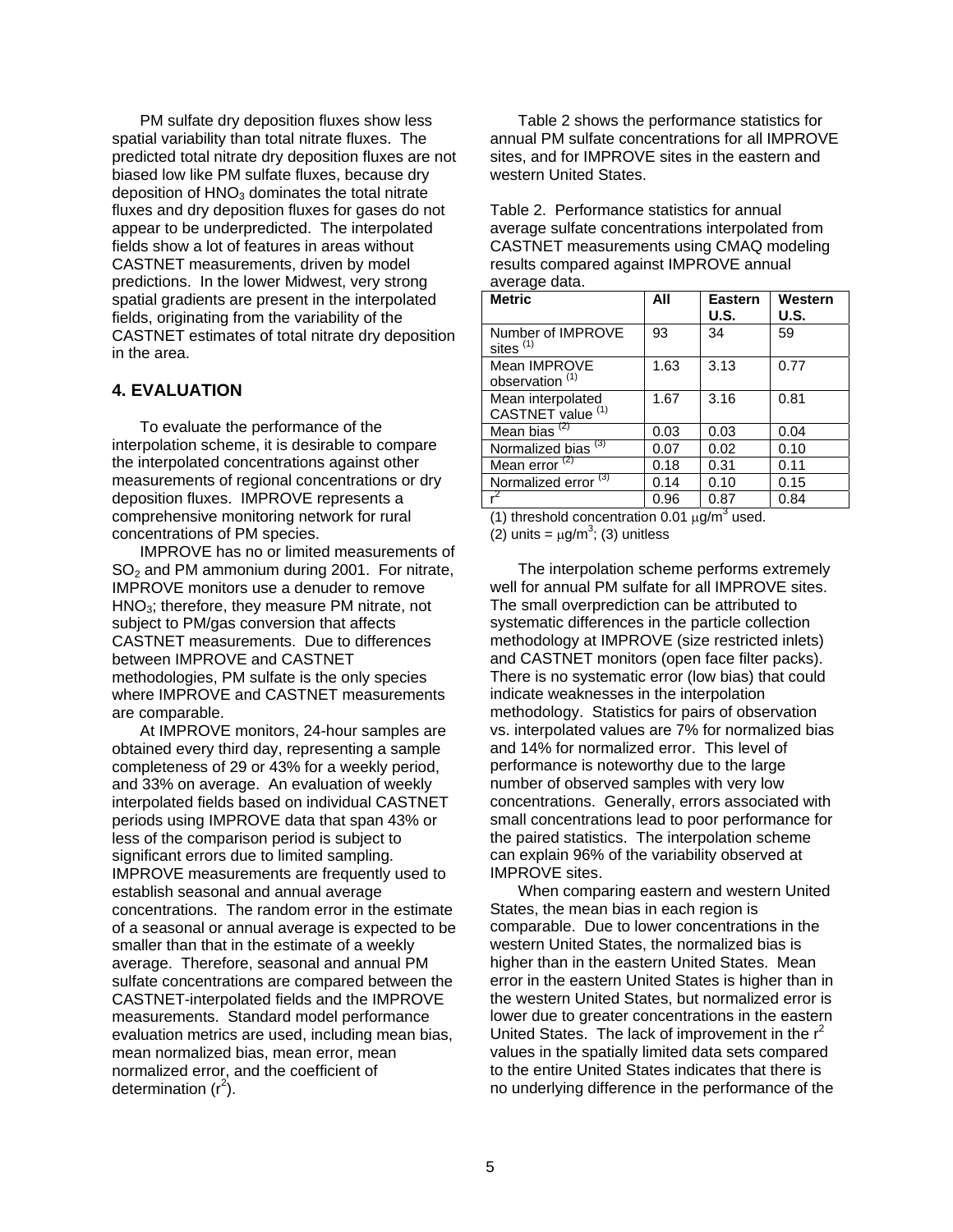PM sulfate dry deposition fluxes show less spatial variability than total nitrate fluxes. The predicted total nitrate dry deposition fluxes are not biased low like PM sulfate fluxes, because dry deposition of $HNO_3$ dominates the total nitrate fluxes and dry deposition fluxes for gases do not appear to be underpredicted. The interpolated fields show a lot of features in areas without CASTNET measurements, driven by model predictions. In the lower Midwest, very strong spatial gradients are present in the interpolated fields, originating from the variability of the CASTNET estimates of total nitrate dry deposition in the area.

## 4. EVALUATION

To evaluate the performance of the interpolation scheme, it is desirable to compare the interpolated concentrations against other measurements of regional concentrations or dry deposition fluxes. IMPROVE represents a comprehensive monitoring network for rural concentrations of PM species.

IMPROVE has no or limited measurements of $SO_2$ and PM ammonium during 2001. For nitrate, IMPROVE monitors use a denuder to remove $HNO_3$; therefore, they measure PM nitrate, not subject to PM/gas conversion that affects CASTNET measurements. Due to differences between IMPROVE and CASTNET methodologies, PM sulfate is the only species where IMPROVE and CASTNET measurements are comparable.

At IMPROVE monitors, 24-hour samples are obtained every third day, representing a sample completeness of 29 or 43% for a weekly period, and 33% on average. An evaluation of weekly interpolated fields based on individual CASTNET periods using IMPROVE data that span 43% or less of the comparison period is subject to significant errors due to limited sampling. IMPROVE measurements are frequently used to establish seasonal and annual average concentrations. The random error in the estimate of a seasonal or annual average is expected to be smaller than that in the estimate of a weekly average. Therefore, seasonal and annual PM sulfate concentrations are compared between the CASTNET-interpolated fields and the IMPROVE measurements. Standard model performance evaluation metrics are used, including mean bias, mean normalized bias, mean error, mean normalized error, and the coefficient of determination ($r^2$).

Table 2 shows the performance statistics for annual PM sulfate concentrations for all IMPROVE sites, and for IMPROVE sites in the eastern and western United States.

Table 2. Performance statistics for annual average sulfate concentrations interpolated from CASTNET measurements using CMAQ modeling results compared against IMPROVE annual average data.

| Metric | All | Eastern U.S. | Western U.S. |
|---|---|---|---|
| Number of IMPROVE sites (1) | 93 | 34 | 59 |
| Mean IMPROVE observation (1) | 1.63 | 3.13 | 0.77 |
| Mean interpolated CASTNET value (1) | 1.67 | 3.16 | 0.81 |
| Mean bias (2) | 0.03 | 0.03 | 0.04 |
| Normalized bias (3) | 0.07 | 0.02 | 0.10 |
| Mean error (2) | 0.18 | 0.31 | 0.11 |
| Normalized error (3) | 0.14 | 0.10 | 0.15 |
| $r^2$ | 0.96 | 0.87 | 0.84 |

(1) threshold concentration 0.01 $\mu g/m^3$ used.
(2) units = $\mu g/m^3$; (3) unitless

The interpolation scheme performs extremely well for annual PM sulfate for all IMPROVE sites. The small overprediction can be attributed to systematic differences in the particle collection methodology at IMPROVE (size restricted inlets) and CASTNET monitors (open face filter packs). There is no systematic error (low bias) that could indicate weaknesses in the interpolation methodology. Statistics for pairs of observation vs. interpolated values are 7% for normalized bias and 14% for normalized error. This level of performance is noteworthy due to the large number of observed samples with very low concentrations. Generally, errors associated with small concentrations lead to poor performance for the paired statistics. The interpolation scheme can explain 96% of the variability observed at IMPROVE sites.

When comparing eastern and western United States, the mean bias in each region is comparable. Due to lower concentrations in the western United States, the normalized bias is higher than in the eastern United States. Mean error in the eastern United States is higher than in the western United States, but normalized error is lower due to greater concentrations in the eastern United States. The lack of improvement in the $r^2$ values in the spatially limited data sets compared to the entire United States indicates that there is no underlying difference in the performance of the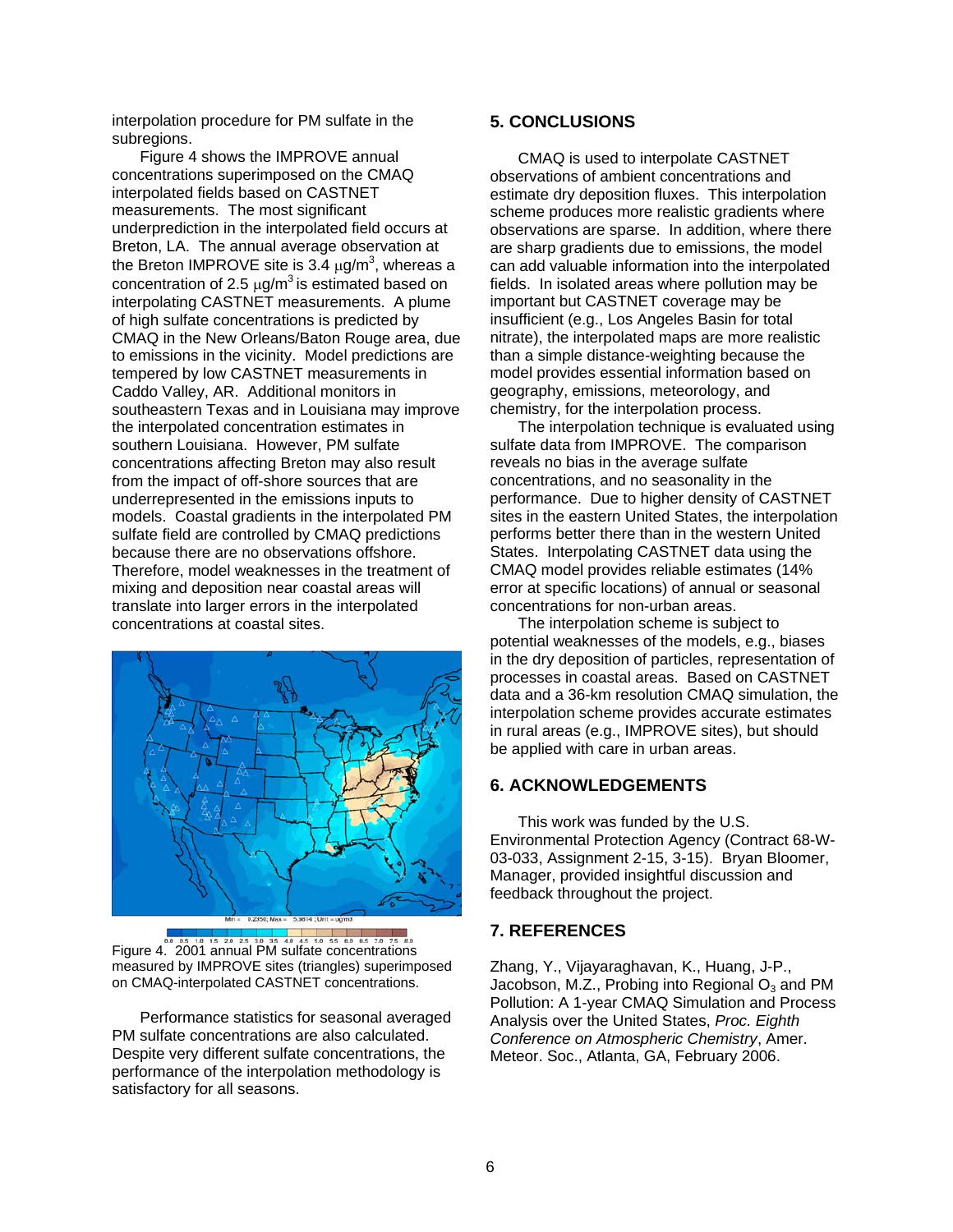interpolation procedure for PM sulfate in the subregions.

Figure 4 shows the IMPROVE annual concentrations superimposed on the CMAQ interpolated fields based on CASTNET measurements. The most significant underprediction in the interpolated field occurs at Breton, LA. The annual average observation at the Breton IMPROVE site is 3.4 μg/m$^3$, whereas a concentration of 2.5 μg/m$^3$ is estimated based on interpolating CASTNET measurements. A plume of high sulfate concentrations is predicted by CMAQ in the New Orleans/Baton Rouge area, due to emissions in the vicinity. Model predictions are tempered by low CASTNET measurements in Caddo Valley, AR. Additional monitors in southeastern Texas and in Louisiana may improve the interpolated concentration estimates in southern Louisiana. However, PM sulfate concentrations affecting Breton may also result from the impact of off-shore sources that are underrepresented in the emissions inputs to models. Coastal gradients in the interpolated PM sulfate field are controlled by CMAQ predictions because there are no observations offshore. Therefore, model weaknesses in the treatment of mixing and deposition near coastal areas will translate into larger errors in the interpolated concentrations at coastal sites.

Min = 0.2350; Max = 5.3814 ; Unit = ug/m3

0.0 0.5 1.0 1.5 2.0 2.5 3.0 3.5 4.0 4.5 5.0 5.5 6.0 6.5 7.0 7.5 8.0

Figure 4. 2001 annual PM sulfate concentrations measured by IMPROVE sites (triangles) superimposed on CMAQ-interpolated CASTNET concentrations.

Performance statistics for seasonal averaged PM sulfate concentrations are also calculated. Despite very different sulfate concentrations, the performance of the interpolation methodology is satisfactory for all seasons.

## 5. CONCLUSIONS

CMAQ is used to interpolate CASTNET observations of ambient concentrations and estimate dry deposition fluxes. This interpolation scheme produces more realistic gradients where observations are sparse. In addition, where there are sharp gradients due to emissions, the model can add valuable information into the interpolated fields. In isolated areas where pollution may be important but CASTNET coverage may be insufficient (e.g., Los Angeles Basin for total nitrate), the interpolated maps are more realistic than a simple distance-weighting because the model provides essential information based on geography, emissions, meteorology, and chemistry, for the interpolation process.

The interpolation technique is evaluated using sulfate data from IMPROVE. The comparison reveals no bias in the average sulfate concentrations, and no seasonality in the performance. Due to higher density of CASTNET sites in the eastern United States, the interpolation performs better there than in the western United States. Interpolating CASTNET data using the CMAQ model provides reliable estimates (14% error at specific locations) of annual or seasonal concentrations for non-urban areas.

The interpolation scheme is subject to potential weaknesses of the models, e.g., biases in the dry deposition of particles, representation of processes in coastal areas. Based on CASTNET data and a 36-km resolution CMAQ simulation, the interpolation scheme provides accurate estimates in rural areas (e.g., IMPROVE sites), but should be applied with care in urban areas.

## 6. ACKNOWLEDGEMENTS

This work was funded by the U.S. Environmental Protection Agency (Contract 68-W-03-033, Assignment 2-15, 3-15). Bryan Bloomer, Manager, provided insightful discussion and feedback throughout the project.

## 7. REFERENCES

Zhang, Y., Vijayaraghavan, K., Huang, J-P., Jacobson, M.Z., Probing into Regional $O_3$ and PM Pollution: A 1-year CMAQ Simulation and Process Analysis over the United States, *Proc. Eighth Conference on Atmospheric Chemistry*, Amer. Meteor. Soc., Atlanta, GA, February 2006.